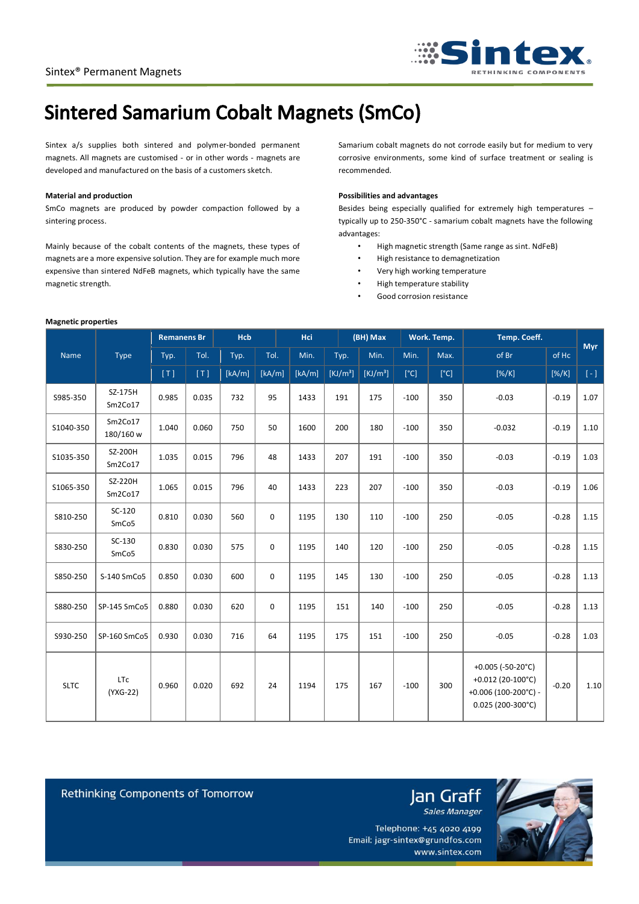Sintex® Permanent Magnets

# Sintered Samarium Cobalt Magnets (SmCo)

Sintex a/s supplies both sintered and polymer-bonded permanent magnets. All magnets are customised - or in other words - magnets are developed and manufactured on the basis of a customers sketch.

**Material and production**

SmCo magnets are produced by powder compaction followed by a sintering process.

Mainly because of the cobalt contents of the magnets, these types of magnets are a more expensive solution. They are for example much more expensive than sintered NdFeB magnets, which typically have the same magnetic strength.

Samarium cobalt magnets do not corrode easily but for medium to very corrosive environments, some kind of surface treatment or sealing is recommended.

**Possibilities and advantages**

Besides being especially qualified for extremely high temperatures – typically up to 250-350°C - samarium cobalt magnets have the following advantages:

- High magnetic strength (Same range as sint. NdFeB)
- High resistance to demagnetization
- Very high working temperature
- High temperature stability
- Good corrosion resistance

**Magnetic properties**

| Name | Type | Remanens Br | | Hcb | | Hci | (BH) Max | | Work. Temp. | | Temp. Coeff. | | Myr |
|---|---|---|---|---|---|---|---|---|---|---|---|---|---|
| | | Typ. | Tol. | Typ. | Tol. | Min. | Typ. | Min. | Min. | Max. | of Br | of Hc | |
| | | [ T ] | [ T ] | [kA/m] | [kA/m] | [kA/m] | [KJ/m³] | [KJ/m³] | [°C] | [°C] | [%/K] | [%/K] | [ - ] |
| S985-350 | SZ-175H Sm2Co17 | 0.985 | 0.035 | 732 | 95 | 1433 | 191 | 175 | -100 | 350 | -0.03 | -0.19 | 1.07 |
| S1040-350 | Sm2Co17 180/160 w | 1.040 | 0.060 | 750 | 50 | 1600 | 200 | 180 | -100 | 350 | -0.032 | -0.19 | 1.10 |
| S1035-350 | SZ-200H Sm2Co17 | 1.035 | 0.015 | 796 | 48 | 1433 | 207 | 191 | -100 | 350 | -0.03 | -0.19 | 1.03 |
| S1065-350 | SZ-220H Sm2Co17 | 1.065 | 0.015 | 796 | 40 | 1433 | 223 | 207 | -100 | 350 | -0.03 | -0.19 | 1.06 |
| S810-250 | SC-120 SmCo5 | 0.810 | 0.030 | 560 | 0 | 1195 | 130 | 110 | -100 | 250 | -0.05 | -0.28 | 1.15 |
| S830-250 | SC-130 SmCo5 | 0.830 | 0.030 | 575 | 0 | 1195 | 140 | 120 | -100 | 250 | -0.05 | -0.28 | 1.15 |
| S850-250 | S-140 SmCo5 | 0.850 | 0.030 | 600 | 0 | 1195 | 145 | 130 | -100 | 250 | -0.05 | -0.28 | 1.13 |
| S880-250 | SP-145 SmCo5 | 0.880 | 0.030 | 620 | 0 | 1195 | 151 | 140 | -100 | 250 | -0.05 | -0.28 | 1.13 |
| S930-250 | SP-160 SmCo5 | 0.930 | 0.030 | 716 | 64 | 1195 | 175 | 151 | -100 | 250 | -0.05 | -0.28 | 1.03 |
| SLTC | LTc (YXG-22) | 0.960 | 0.020 | 692 | 24 | 1194 | 175 | 167 | -100 | 300 | +0.005 (-50-20°C) +0.012 (20-100°C) +0.006 (100-200°C) -0.025 (200-300°C) | -0.20 | 1.10 |

Rethinking Components of Tomorrow

Jan Graff
*Sales Manager*

Telephone: +45 4020 4199
Email: jagr-sintex@grundfos.com
www.sintex.com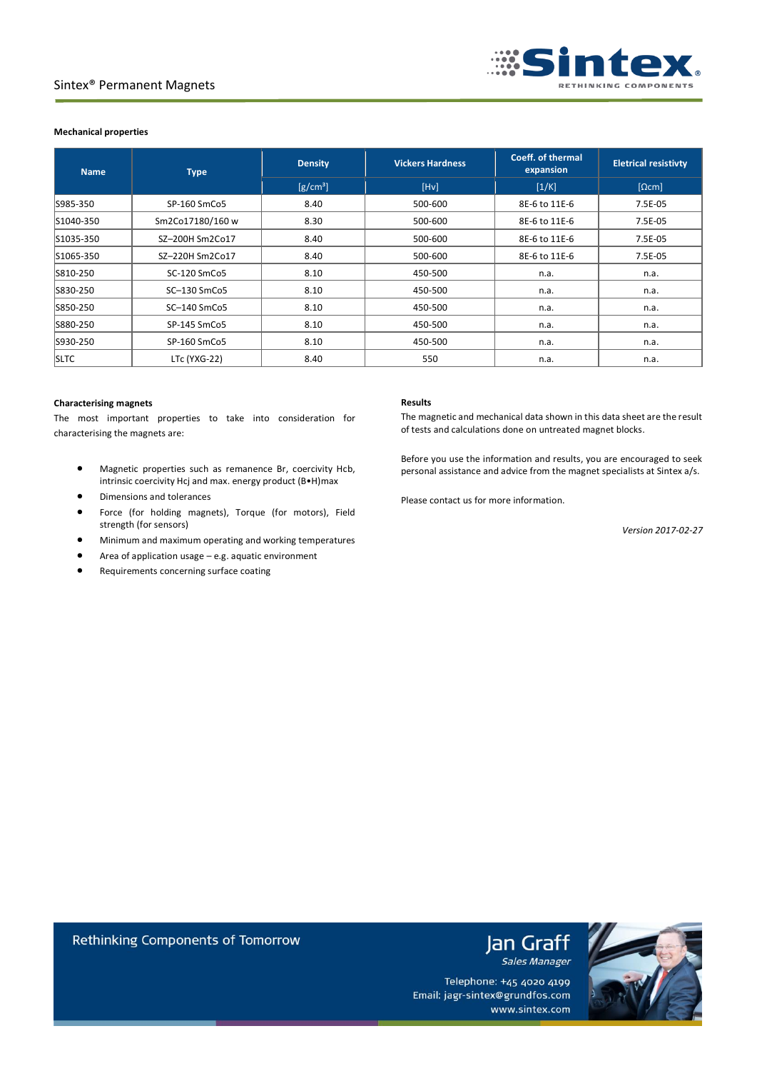### Mechanical properties

| Name | Type | Density | Vickers Hardness | Coeff. of thermal expansion | Eletrical resistivty |
|---|---|---|---|---|---|
| | | [g/cm³] | [Hv] | [1/K] | [Ωcm] |
| S985-350 | SP-160 SmCo5 | 8.40 | 500-600 | 8E-6 to 11E-6 | 7.5E-05 |
| S1040-350 | Sm2Co17180/160 w | 8.30 | 500-600 | 8E-6 to 11E-6 | 7.5E-05 |
| S1035-350 | SZ–200H Sm2Co17 | 8.40 | 500-600 | 8E-6 to 11E-6 | 7.5E-05 |
| S1065-350 | SZ–220H Sm2Co17 | 8.40 | 500-600 | 8E-6 to 11E-6 | 7.5E-05 |
| S810-250 | SC-120 SmCo5 | 8.10 | 450-500 | n.a. | n.a. |
| S830-250 | SC–130 SmCo5 | 8.10 | 450-500 | n.a. | n.a. |
| S850-250 | SC–140 SmCo5 | 8.10 | 450-500 | n.a. | n.a. |
| S880-250 | SP-145 SmCo5 | 8.10 | 450-500 | n.a. | n.a. |
| S930-250 | SP-160 SmCo5 | 8.10 | 450-500 | n.a. | n.a. |
| SLTC | LTc (YXG-22) | 8.40 | 550 | n.a. | n.a. |

### Characterising magnets

The most important properties to take into consideration for characterising the magnets are:

- Magnetic properties such as remanence Br, coercivity Hcb, intrinsic coercivity Hcj and max. energy product (B•H)max
- Dimensions and tolerances
- Force (for holding magnets), Torque (for motors), Field strength (for sensors)
- Minimum and maximum operating and working temperatures
- Area of application usage – e.g. aquatic environment
- Requirements concerning surface coating

### Results

The magnetic and mechanical data shown in this data sheet are the result of tests and calculations done on untreated magnet blocks.

Before you use the information and results, you are encouraged to seek personal assistance and advice from the magnet specialists at Sintex a/s.

Please contact us for more information.

*Version 2017-02-27*

Rethinking Components of Tomorrow

Jan Graff
*Sales Manager*

Telephone: +45 4020 4199
Email: jagr-sintex@grundfos.com
www.sintex.com